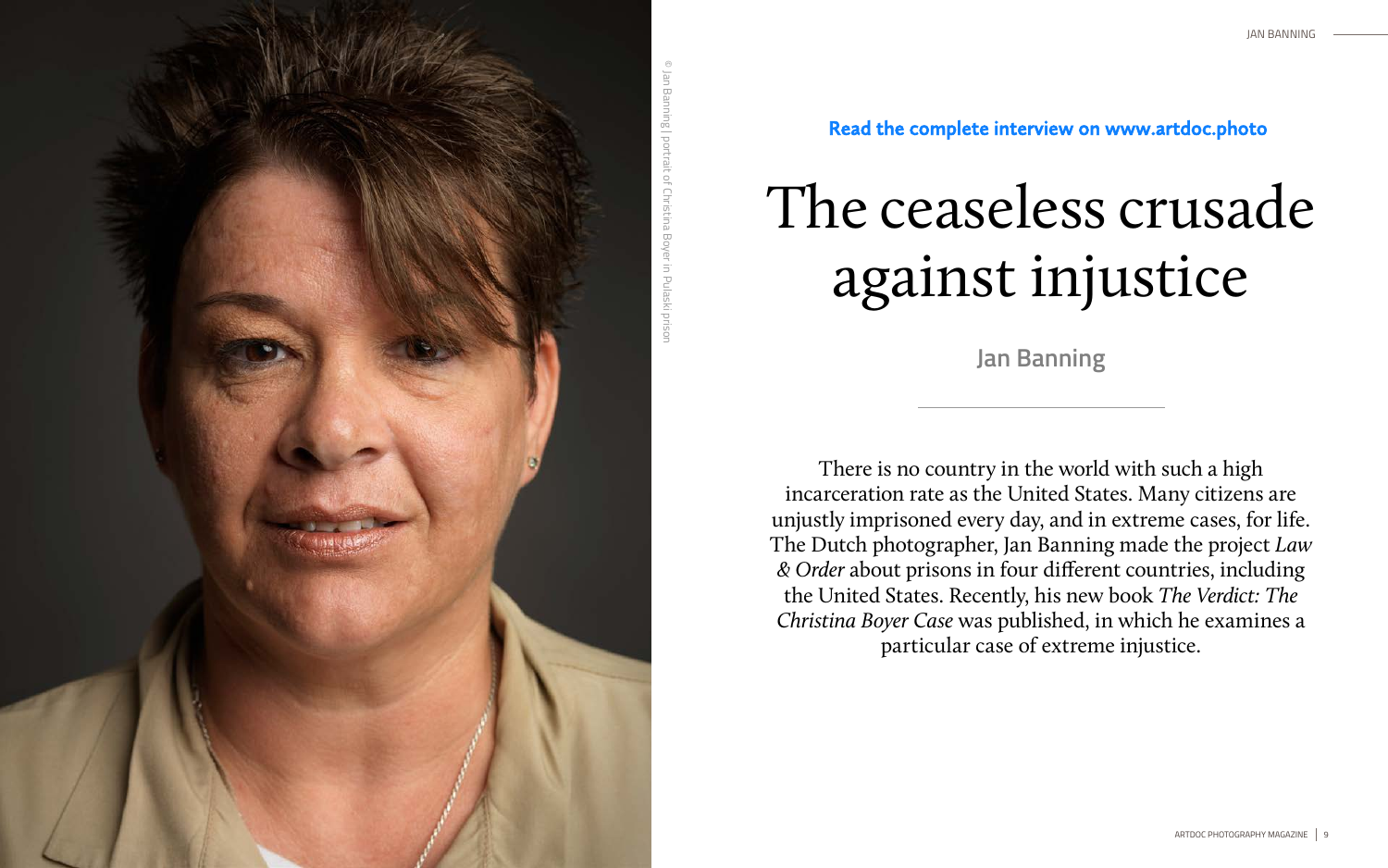© Jan Banning | portrait of Christina Boyer in Pulaski prison

**Read the complete interview on www.artdoc.photo**

# The ceaseless crusade against injustice

## Jan Banning

---

There is no country in the world with such a high incarceration rate as the United States. Many citizens are unjustly imprisoned every day, and in extreme cases, for life. The Dutch photographer, Jan Banning made the project *Law & Order* about prisons in four different countries, including the United States. Recently, his new book *The Verdict: The Christina Boyer Case* was published, in which he examines a particular case of extreme injustice.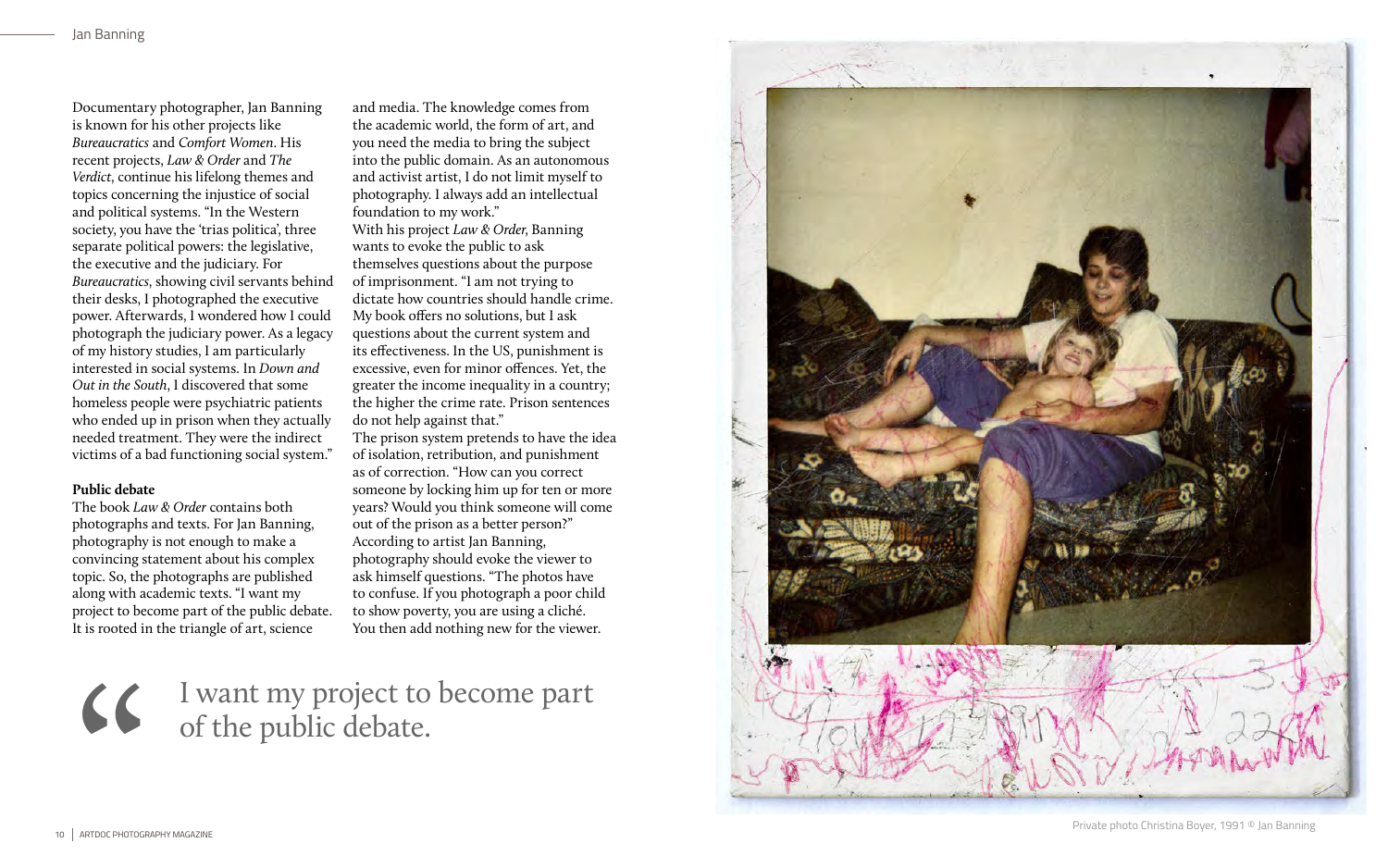Documentary photographer, Jan Banning is known for his other projects like *Bureaucratics* and *Comfort Women*. His recent projects, *Law & Order* and *The Verdict*, continue his lifelong themes and topics concerning the injustice of social and political systems. "In the Western society, you have the 'trias politica', three separate political powers: the legislative, the executive and the judiciary. For *Bureaucratics*, showing civil servants behind their desks, I photographed the executive power. Afterwards, I wondered how I could photograph the judiciary power. As a legacy of my history studies, I am particularly interested in social systems. In *Down and Out in the South*, I discovered that some homeless people were psychiatric patients who ended up in prison when they actually needed treatment. They were the indirect victims of a bad functioning social system."

**Public debate**

The book *Law & Order* contains both photographs and texts. For Jan Banning, photography is not enough to make a convincing statement about his complex topic. So, the photographs are published along with academic texts. "I want my project to become part of the public debate. It is rooted in the triangle of art, science and media. The knowledge comes from the academic world, the form of art, and you need the media to bring the subject into the public domain. As an autonomous and activist artist, I do not limit myself to photography. I always add an intellectual foundation to my work."

With his project *Law & Order*, Banning wants to evoke the public to ask themselves questions about the purpose of imprisonment. "I am not trying to dictate how countries should handle crime. My book offers no solutions, but I ask questions about the current system and its effectiveness. In the US, punishment is excessive, even for minor offences. Yet, the greater the income inequality in a country; the higher the crime rate. Prison sentences do not help against that."

The prison system pretends to have the idea of isolation, retribution, and punishment as of correction. "How can you correct someone by locking him up for ten or more years? Would you think someone will come out of the prison as a better person?" According to artist Jan Banning, photography should evoke the viewer to ask himself questions. "The photos have to confuse. If you photograph a poor child to show poverty, you are using a cliché. You then add nothing new for the viewer.

> "I want my project to become part of the public debate.

Private photo Christina Boyer, 1991 © Jan Banning